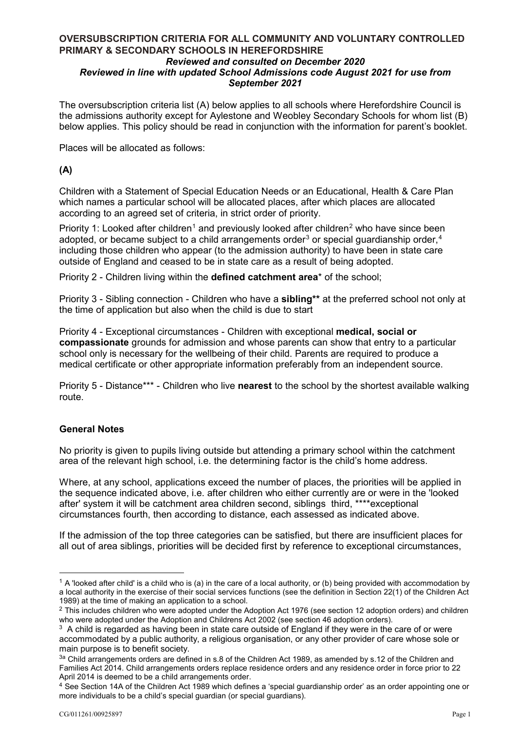# OVERSUBSCRIPTION CRITERIA FOR ALL COMMUNITY AND VOLUNTARY CONTROLLED PRIMARY & SECONDARY SCHOOLS IN HEREFORDSHIRE

***Reviewed and consulted on December 2020***
***Reviewed in line with updated School Admissions code August 2021 for use from September 2021***

The oversubscription criteria list (A) below applies to all schools where Herefordshire Council is the admissions authority except for Aylestone and Weobley Secondary Schools for whom list (B) below applies. This policy should be read in conjunction with the information for parent's booklet.

Places will be allocated as follows:

**(A)**

Children with a Statement of Special Education Needs or an Educational, Health & Care Plan which names a particular school will be allocated places, after which places are allocated according to an agreed set of criteria, in strict order of priority.

Priority 1: Looked after children[1] and previously looked after children[2] who have since been adopted, or became subject to a child arrangements order[3] or special guardianship order,[4] including those children who appear (to the admission authority) to have been in state care outside of England and ceased to be in state care as a result of being adopted.

Priority 2 - Children living within the **defined catchment area*** of the school;

Priority 3 - Sibling connection - Children who have a **sibling**** at the preferred school not only at the time of application but also when the child is due to start

Priority 4 - Exceptional circumstances - Children with exceptional **medical, social or compassionate** grounds for admission and whose parents can show that entry to a particular school only is necessary for the wellbeing of their child. Parents are required to produce a medical certificate or other appropriate information preferably from an independent source.

Priority 5 - Distance*** - Children who live **nearest** to the school by the shortest available walking route.

## General Notes

No priority is given to pupils living outside but attending a primary school within the catchment area of the relevant high school, i.e. the determining factor is the child's home address.

Where, at any school, applications exceed the number of places, the priorities will be applied in the sequence indicated above, i.e. after children who either currently are or were in the 'looked after' system it will be catchment area children second, siblings third, ****exceptional circumstances fourth, then according to distance, each assessed as indicated above.

If the admission of the top three categories can be satisfied, but there are insufficient places for all out of area siblings, priorities will be decided first by reference to exceptional circumstances,

---

[1] A 'looked after child' is a child who is (a) in the care of a local authority, or (b) being provided with accommodation by a local authority in the exercise of their social services functions (see the definition in Section 22(1) of the Children Act 1989) at the time of making an application to a school.

[2] This includes children who were adopted under the Adoption Act 1976 (see section 12 adoption orders) and children who were adopted under the Adoption and Childrens Act 2002 (see section 46 adoption orders).

[3] A child is regarded as having been in state care outside of England if they were in the care of or were accommodated by a public authority, a religious organisation, or any other provider of care whose sole or main purpose is to benefit society.

[3a] Child arrangements orders are defined in s.8 of the Children Act 1989, as amended by s.12 of the Children and Families Act 2014. Child arrangements orders replace residence orders and any residence order in force prior to 22 April 2014 is deemed to be a child arrangements order.

[4] See Section 14A of the Children Act 1989 which defines a 'special guardianship order' as an order appointing one or more individuals to be a child's special guardian (or special guardians).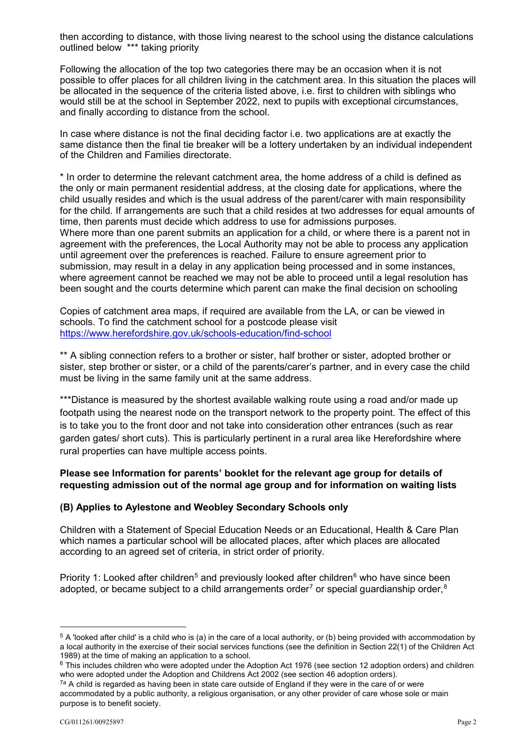then according to distance, with those living nearest to the school using the distance calculations outlined below *** taking priority

Following the allocation of the top two categories there may be an occasion when it is not possible to offer places for all children living in the catchment area. In this situation the places will be allocated in the sequence of the criteria listed above, i.e. first to children with siblings who would still be at the school in September 2022, next to pupils with exceptional circumstances, and finally according to distance from the school.

In case where distance is not the final deciding factor i.e. two applications are at exactly the same distance then the final tie breaker will be a lottery undertaken by an individual independent of the Children and Families directorate.

* In order to determine the relevant catchment area, the home address of a child is defined as the only or main permanent residential address, at the closing date for applications, where the child usually resides and which is the usual address of the parent/carer with main responsibility for the child. If arrangements are such that a child resides at two addresses for equal amounts of time, then parents must decide which address to use for admissions purposes.
Where more than one parent submits an application for a child, or where there is a parent not in agreement with the preferences, the Local Authority may not be able to process any application until agreement over the preferences is reached. Failure to ensure agreement prior to submission, may result in a delay in any application being processed and in some instances, where agreement cannot be reached we may not be able to proceed until a legal resolution has been sought and the courts determine which parent can make the final decision on schooling

Copies of catchment area maps, if required are available from the LA, or can be viewed in schools. To find the catchment school for a postcode please visit https://www.herefordshire.gov.uk/schools-education/find-school

** A sibling connection refers to a brother or sister, half brother or sister, adopted brother or sister, step brother or sister, or a child of the parents/carer's partner, and in every case the child must be living in the same family unit at the same address.

***Distance is measured by the shortest available walking route using a road and/or made up footpath using the nearest node on the transport network to the property point. The effect of this is to take you to the front door and not take into consideration other entrances (such as rear garden gates/ short cuts). This is particularly pertinent in a rural area like Herefordshire where rural properties can have multiple access points.

**Please see Information for parents' booklet for the relevant age group for details of requesting admission out of the normal age group and for information on waiting lists**

**(B) Applies to Aylestone and Weobley Secondary Schools only**

Children with a Statement of Special Education Needs or an Educational, Health & Care Plan which names a particular school will be allocated places, after which places are allocated according to an agreed set of criteria, in strict order of priority.

Priority 1: Looked after children[5] and previously looked after children[6] who have since been adopted, or became subject to a child arrangements order[7] or special guardianship order,[8]

---

[5] A 'looked after child' is a child who is (a) in the care of a local authority, or (b) being provided with accommodation by a local authority in the exercise of their social services functions (see the definition in Section 22(1) of the Children Act 1989) at the time of making an application to a school.

[6] This includes children who were adopted under the Adoption Act 1976 (see section 12 adoption orders) and children who were adopted under the Adoption and Childrens Act 2002 (see section 46 adoption orders).

[7a] A child is regarded as having been in state care outside of England if they were in the care of or were accommodated by a public authority, a religious organisation, or any other provider of care whose sole or main purpose is to benefit society.

CG/011261/00925897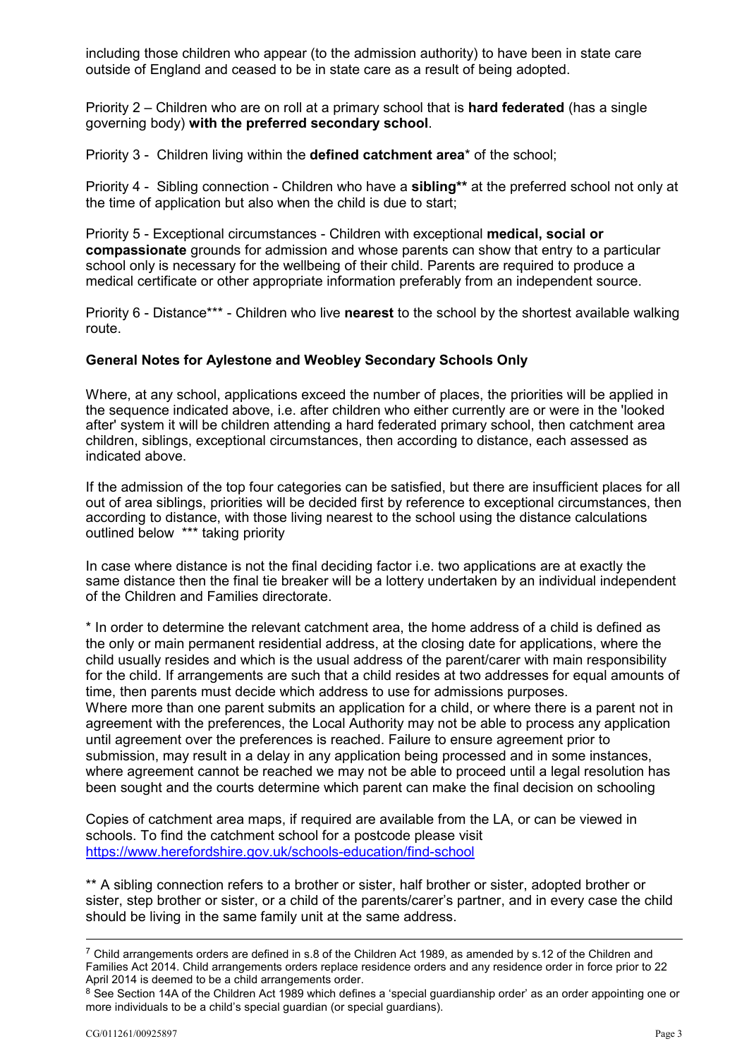including those children who appear (to the admission authority) to have been in state care outside of England and ceased to be in state care as a result of being adopted.

Priority 2 – Children who are on roll at a primary school that is **hard federated** (has a single governing body) **with the preferred secondary school**.

Priority 3 - Children living within the **defined catchment area*** of the school;

Priority 4 - Sibling connection - Children who have a **sibling**** at the preferred school not only at the time of application but also when the child is due to start;

Priority 5 - Exceptional circumstances - Children with exceptional **medical, social or compassionate** grounds for admission and whose parents can show that entry to a particular school only is necessary for the wellbeing of their child. Parents are required to produce a medical certificate or other appropriate information preferably from an independent source.

Priority 6 - Distance*** - Children who live **nearest** to the school by the shortest available walking route.

**General Notes for Aylestone and Weobley Secondary Schools Only**

Where, at any school, applications exceed the number of places, the priorities will be applied in the sequence indicated above, i.e. after children who either currently are or were in the 'looked after' system it will be children attending a hard federated primary school, then catchment area children, siblings, exceptional circumstances, then according to distance, each assessed as indicated above.

If the admission of the top four categories can be satisfied, but there are insufficient places for all out of area siblings, priorities will be decided first by reference to exceptional circumstances, then according to distance, with those living nearest to the school using the distance calculations outlined below *** taking priority

In case where distance is not the final deciding factor i.e. two applications are at exactly the same distance then the final tie breaker will be a lottery undertaken by an individual independent of the Children and Families directorate.

* In order to determine the relevant catchment area, the home address of a child is defined as the only or main permanent residential address, at the closing date for applications, where the child usually resides and which is the usual address of the parent/carer with main responsibility for the child. If arrangements are such that a child resides at two addresses for equal amounts of time, then parents must decide which address to use for admissions purposes.
Where more than one parent submits an application for a child, or where there is a parent not in agreement with the preferences, the Local Authority may not be able to process any application until agreement over the preferences is reached. Failure to ensure agreement prior to submission, may result in a delay in any application being processed and in some instances, where agreement cannot be reached we may not be able to proceed until a legal resolution has been sought and the courts determine which parent can make the final decision on schooling

Copies of catchment area maps, if required are available from the LA, or can be viewed in schools. To find the catchment school for a postcode please visit https://www.herefordshire.gov.uk/schools-education/find-school

** A sibling connection refers to a brother or sister, half brother or sister, adopted brother or sister, step brother or sister, or a child of the parents/carer's partner, and in every case the child should be living in the same family unit at the same address.

---

[7] Child arrangements orders are defined in s.8 of the Children Act 1989, as amended by s.12 of the Children and Families Act 2014. Child arrangements orders replace residence orders and any residence order in force prior to 22 April 2014 is deemed to be a child arrangements order.

[8] See Section 14A of the Children Act 1989 which defines a 'special guardianship order' as an order appointing one or more individuals to be a child's special guardian (or special guardians).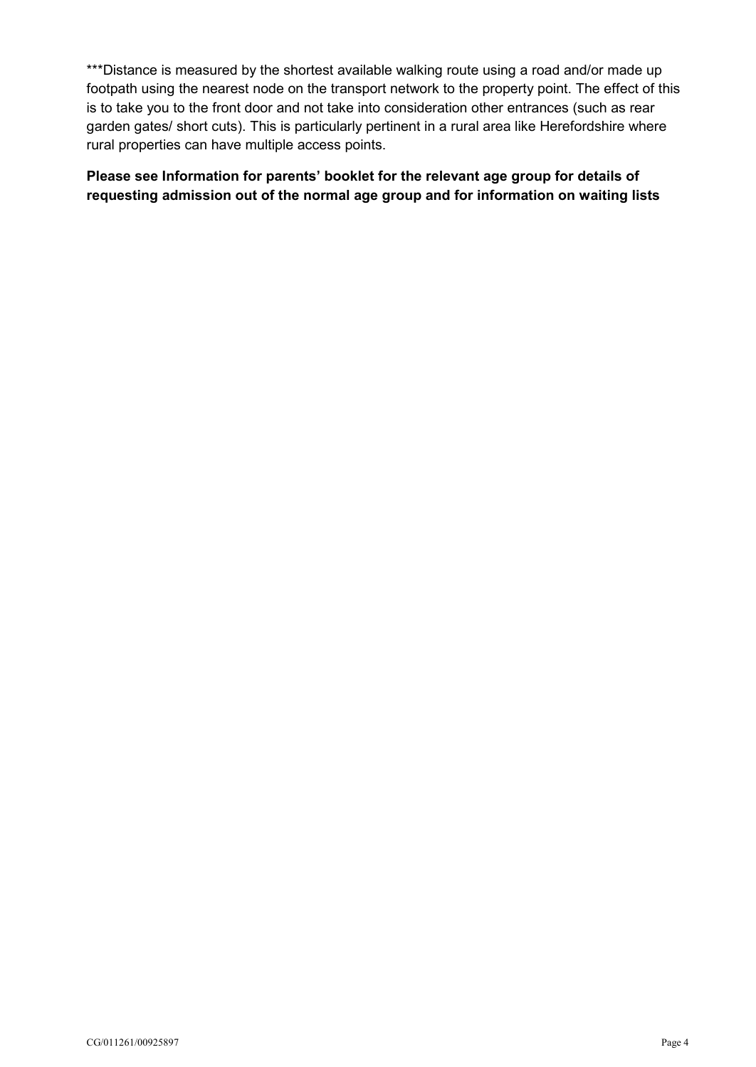***Distance is measured by the shortest available walking route using a road and/or made up footpath using the nearest node on the transport network to the property point. The effect of this is to take you to the front door and not take into consideration other entrances (such as rear garden gates/ short cuts). This is particularly pertinent in a rural area like Herefordshire where rural properties can have multiple access points.

**Please see Information for parents' booklet for the relevant age group for details of requesting admission out of the normal age group and for information on waiting lists**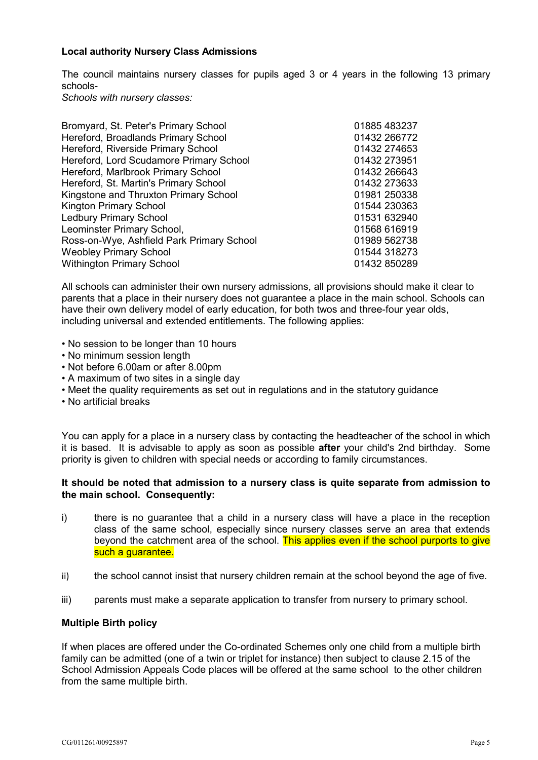**Local authority Nursery Class Admissions**

The council maintains nursery classes for pupils aged 3 or 4 years in the following 13 primary schools-

*Schools with nursery classes:*

| | |
|---|---|
| Bromyard, St. Peter's Primary School | 01885 483237 |
| Hereford, Broadlands Primary School | 01432 266772 |
| Hereford, Riverside Primary School | 01432 274653 |
| Hereford, Lord Scudamore Primary School | 01432 273951 |
| Hereford, Marlbrook Primary School | 01432 266643 |
| Hereford, St. Martin's Primary School | 01432 273633 |
| Kingstone and Thruxton Primary School | 01981 250338 |
| Kington Primary School | 01544 230363 |
| Ledbury Primary School | 01531 632940 |
| Leominster Primary School, | 01568 616919 |
| Ross-on-Wye, Ashfield Park Primary School | 01989 562738 |
| Weobley Primary School | 01544 318273 |
| Withington Primary School | 01432 850289 |

All schools can administer their own nursery admissions, all provisions should make it clear to parents that a place in their nursery does not guarantee a place in the main school. Schools can have their own delivery model of early education, for both twos and three-four year olds, including universal and extended entitlements. The following applies:

- No session to be longer than 10 hours
- No minimum session length
- Not before 6.00am or after 8.00pm
- A maximum of two sites in a single day
- Meet the quality requirements as set out in regulations and in the statutory guidance
- No artificial breaks

You can apply for a place in a nursery class by contacting the headteacher of the school in which it is based. It is advisable to apply as soon as possible **after** your child's 2nd birthday. Some priority is given to children with special needs or according to family circumstances.

**It should be noted that admission to a nursery class is quite separate from admission to the main school. Consequently:**

i) there is no guarantee that a child in a nursery class will have a place in the reception class of the same school, especially since nursery classes serve an area that extends beyond the catchment area of the school. This applies even if the school purports to give such a guarantee.

ii) the school cannot insist that nursery children remain at the school beyond the age of five.

iii) parents must make a separate application to transfer from nursery to primary school.

**Multiple Birth policy**

If when places are offered under the Co-ordinated Schemes only one child from a multiple birth family can be admitted (one of a twin or triplet for instance) then subject to clause 2.15 of the School Admission Appeals Code places will be offered at the same school to the other children from the same multiple birth.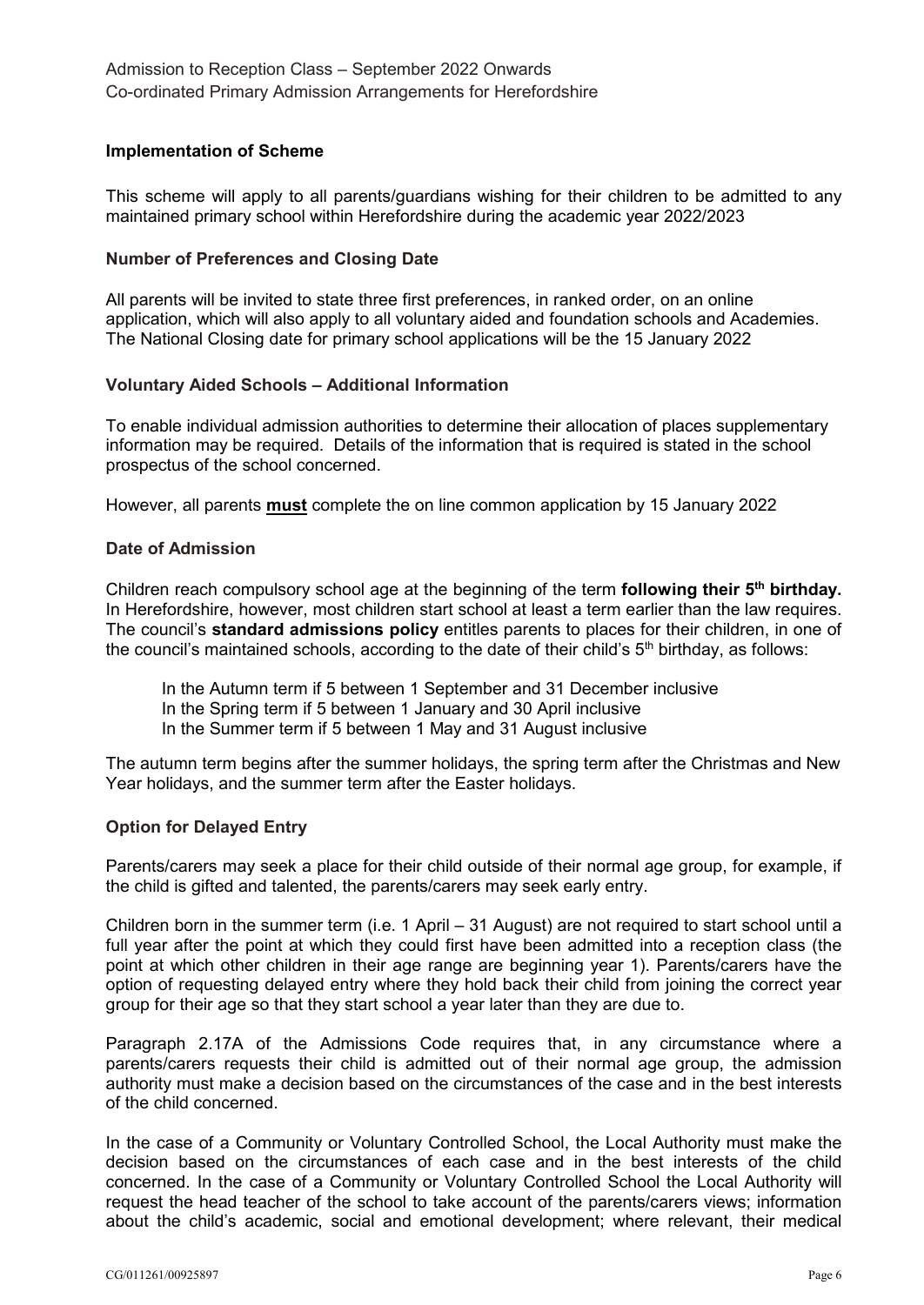**Implementation of Scheme**

This scheme will apply to all parents/guardians wishing for their children to be admitted to any maintained primary school within Herefordshire during the academic year 2022/2023

**Number of Preferences and Closing Date**

All parents will be invited to state three first preferences, in ranked order, on an online application, which will also apply to all voluntary aided and foundation schools and Academies. The National Closing date for primary school applications will be the 15 January 2022

**Voluntary Aided Schools – Additional Information**

To enable individual admission authorities to determine their allocation of places supplementary information may be required. Details of the information that is required is stated in the school prospectus of the school concerned.

However, all parents **must** complete the on line common application by 15 January 2022

**Date of Admission**

Children reach compulsory school age at the beginning of the term **following their 5th birthday.** In Herefordshire, however, most children start school at least a term earlier than the law requires. The council's **standard admissions policy** entitles parents to places for their children, in one of the council's maintained schools, according to the date of their child's 5th birthday, as follows:

In the Autumn term if 5 between 1 September and 31 December inclusive
In the Spring term if 5 between 1 January and 30 April inclusive
In the Summer term if 5 between 1 May and 31 August inclusive

The autumn term begins after the summer holidays, the spring term after the Christmas and New Year holidays, and the summer term after the Easter holidays.

**Option for Delayed Entry**

Parents/carers may seek a place for their child outside of their normal age group, for example, if the child is gifted and talented, the parents/carers may seek early entry.

Children born in the summer term (i.e. 1 April – 31 August) are not required to start school until a full year after the point at which they could first have been admitted into a reception class (the point at which other children in their age range are beginning year 1). Parents/carers have the option of requesting delayed entry where they hold back their child from joining the correct year group for their age so that they start school a year later than they are due to.

Paragraph 2.17A of the Admissions Code requires that, in any circumstance where a parents/carers requests their child is admitted out of their normal age group, the admission authority must make a decision based on the circumstances of the case and in the best interests of the child concerned.

In the case of a Community or Voluntary Controlled School, the Local Authority must make the decision based on the circumstances of each case and in the best interests of the child concerned. In the case of a Community or Voluntary Controlled School the Local Authority will request the head teacher of the school to take account of the parents/carers views; information about the child's academic, social and emotional development; where relevant, their medical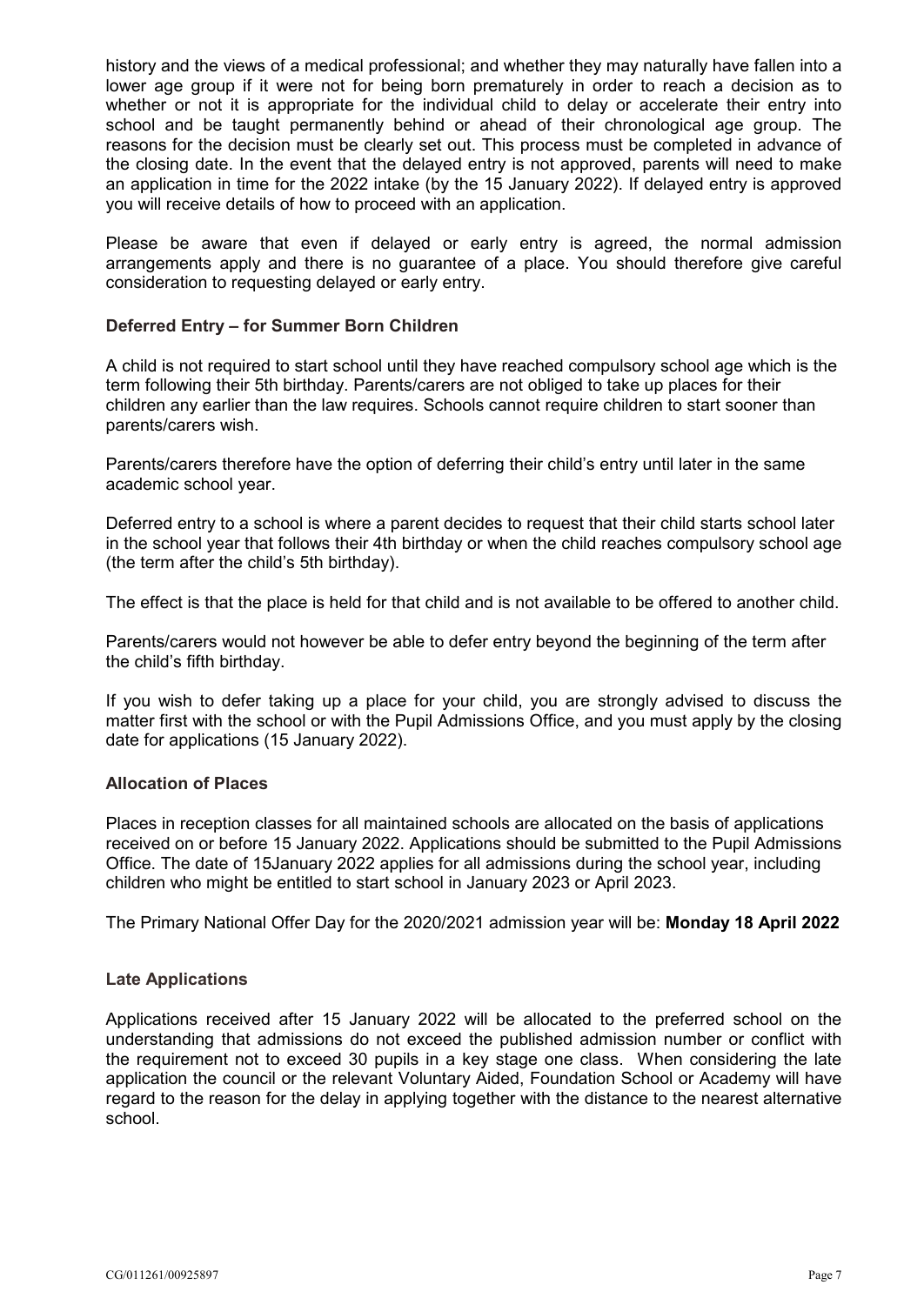history and the views of a medical professional; and whether they may naturally have fallen into a lower age group if it were not for being born prematurely in order to reach a decision as to whether or not it is appropriate for the individual child to delay or accelerate their entry into school and be taught permanently behind or ahead of their chronological age group. The reasons for the decision must be clearly set out. This process must be completed in advance of the closing date. In the event that the delayed entry is not approved, parents will need to make an application in time for the 2022 intake (by the 15 January 2022). If delayed entry is approved you will receive details of how to proceed with an application.

Please be aware that even if delayed or early entry is agreed, the normal admission arrangements apply and there is no guarantee of a place. You should therefore give careful consideration to requesting delayed or early entry.

**Deferred Entry – for Summer Born Children**

A child is not required to start school until they have reached compulsory school age which is the term following their 5th birthday. Parents/carers are not obliged to take up places for their children any earlier than the law requires. Schools cannot require children to start sooner than parents/carers wish.

Parents/carers therefore have the option of deferring their child's entry until later in the same academic school year.

Deferred entry to a school is where a parent decides to request that their child starts school later in the school year that follows their 4th birthday or when the child reaches compulsory school age (the term after the child's 5th birthday).

The effect is that the place is held for that child and is not available to be offered to another child.

Parents/carers would not however be able to defer entry beyond the beginning of the term after the child's fifth birthday.

If you wish to defer taking up a place for your child, you are strongly advised to discuss the matter first with the school or with the Pupil Admissions Office, and you must apply by the closing date for applications (15 January 2022).

**Allocation of Places**

Places in reception classes for all maintained schools are allocated on the basis of applications received on or before 15 January 2022. Applications should be submitted to the Pupil Admissions Office. The date of 15January 2022 applies for all admissions during the school year, including children who might be entitled to start school in January 2023 or April 2023.

The Primary National Offer Day for the 2020/2021 admission year will be: **Monday 18 April 2022**

**Late Applications**

Applications received after 15 January 2022 will be allocated to the preferred school on the understanding that admissions do not exceed the published admission number or conflict with the requirement not to exceed 30 pupils in a key stage one class. When considering the late application the council or the relevant Voluntary Aided, Foundation School or Academy will have regard to the reason for the delay in applying together with the distance to the nearest alternative school.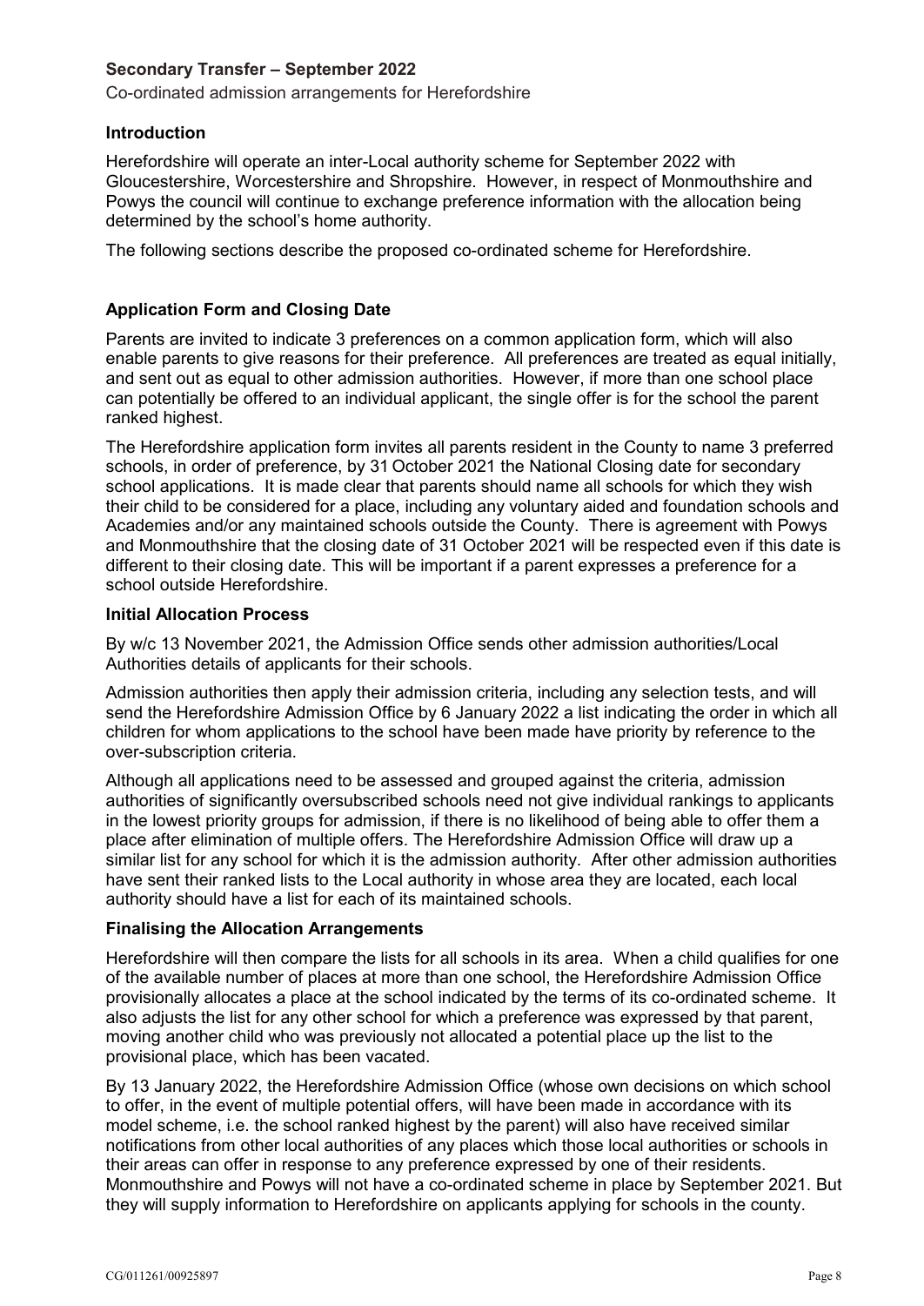### Secondary Transfer – September 2022

Co-ordinated admission arrangements for Herefordshire

### Introduction

Herefordshire will operate an inter-Local authority scheme for September 2022 with Gloucestershire, Worcestershire and Shropshire. However, in respect of Monmouthshire and Powys the council will continue to exchange preference information with the allocation being determined by the school's home authority.

The following sections describe the proposed co-ordinated scheme for Herefordshire.

### Application Form and Closing Date

Parents are invited to indicate 3 preferences on a common application form, which will also enable parents to give reasons for their preference. All preferences are treated as equal initially, and sent out as equal to other admission authorities. However, if more than one school place can potentially be offered to an individual applicant, the single offer is for the school the parent ranked highest.

The Herefordshire application form invites all parents resident in the County to name 3 preferred schools, in order of preference, by 31 October 2021 the National Closing date for secondary school applications. It is made clear that parents should name all schools for which they wish their child to be considered for a place, including any voluntary aided and foundation schools and Academies and/or any maintained schools outside the County. There is agreement with Powys and Monmouthshire that the closing date of 31 October 2021 will be respected even if this date is different to their closing date. This will be important if a parent expresses a preference for a school outside Herefordshire.

### Initial Allocation Process

By w/c 13 November 2021, the Admission Office sends other admission authorities/Local Authorities details of applicants for their schools.

Admission authorities then apply their admission criteria, including any selection tests, and will send the Herefordshire Admission Office by 6 January 2022 a list indicating the order in which all children for whom applications to the school have been made have priority by reference to the over-subscription criteria.

Although all applications need to be assessed and grouped against the criteria, admission authorities of significantly oversubscribed schools need not give individual rankings to applicants in the lowest priority groups for admission, if there is no likelihood of being able to offer them a place after elimination of multiple offers. The Herefordshire Admission Office will draw up a similar list for any school for which it is the admission authority. After other admission authorities have sent their ranked lists to the Local authority in whose area they are located, each local authority should have a list for each of its maintained schools.

### Finalising the Allocation Arrangements

Herefordshire will then compare the lists for all schools in its area. When a child qualifies for one of the available number of places at more than one school, the Herefordshire Admission Office provisionally allocates a place at the school indicated by the terms of its co-ordinated scheme. It also adjusts the list for any other school for which a preference was expressed by that parent, moving another child who was previously not allocated a potential place up the list to the provisional place, which has been vacated.

By 13 January 2022, the Herefordshire Admission Office (whose own decisions on which school to offer, in the event of multiple potential offers, will have been made in accordance with its model scheme, i.e. the school ranked highest by the parent) will also have received similar notifications from other local authorities of any places which those local authorities or schools in their areas can offer in response to any preference expressed by one of their residents. Monmouthshire and Powys will not have a co-ordinated scheme in place by September 2021. But they will supply information to Herefordshire on applicants applying for schools in the county.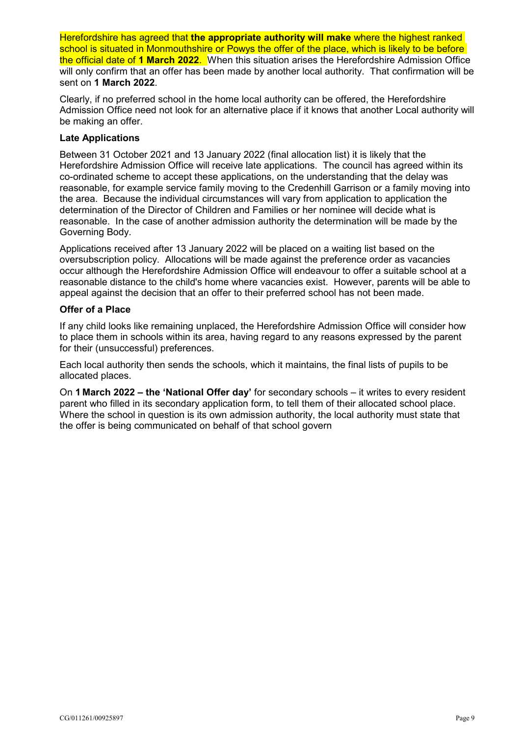Herefordshire has agreed that **the appropriate authority will make** where the highest ranked school is situated in Monmouthshire or Powys the offer of the place, which is likely to be before the official date of **1 March 2022**. When this situation arises the Herefordshire Admission Office will only confirm that an offer has been made by another local authority. That confirmation will be sent on **1 March 2022**.

Clearly, if no preferred school in the home local authority can be offered, the Herefordshire Admission Office need not look for an alternative place if it knows that another Local authority will be making an offer.

**Late Applications**

Between 31 October 2021 and 13 January 2022 (final allocation list) it is likely that the Herefordshire Admission Office will receive late applications. The council has agreed within its co-ordinated scheme to accept these applications, on the understanding that the delay was reasonable, for example service family moving to the Credenhill Garrison or a family moving into the area. Because the individual circumstances will vary from application to application the determination of the Director of Children and Families or her nominee will decide what is reasonable. In the case of another admission authority the determination will be made by the Governing Body.

Applications received after 13 January 2022 will be placed on a waiting list based on the oversubscription policy. Allocations will be made against the preference order as vacancies occur although the Herefordshire Admission Office will endeavour to offer a suitable school at a reasonable distance to the child's home where vacancies exist. However, parents will be able to appeal against the decision that an offer to their preferred school has not been made.

**Offer of a Place**

If any child looks like remaining unplaced, the Herefordshire Admission Office will consider how to place them in schools within its area, having regard to any reasons expressed by the parent for their (unsuccessful) preferences.

Each local authority then sends the schools, which it maintains, the final lists of pupils to be allocated places.

On **1 March 2022 – the 'National Offer day'** for secondary schools – it writes to every resident parent who filled in its secondary application form, to tell them of their allocated school place. Where the school in question is its own admission authority, the local authority must state that the offer is being communicated on behalf of that school govern

CG/011261/00925897